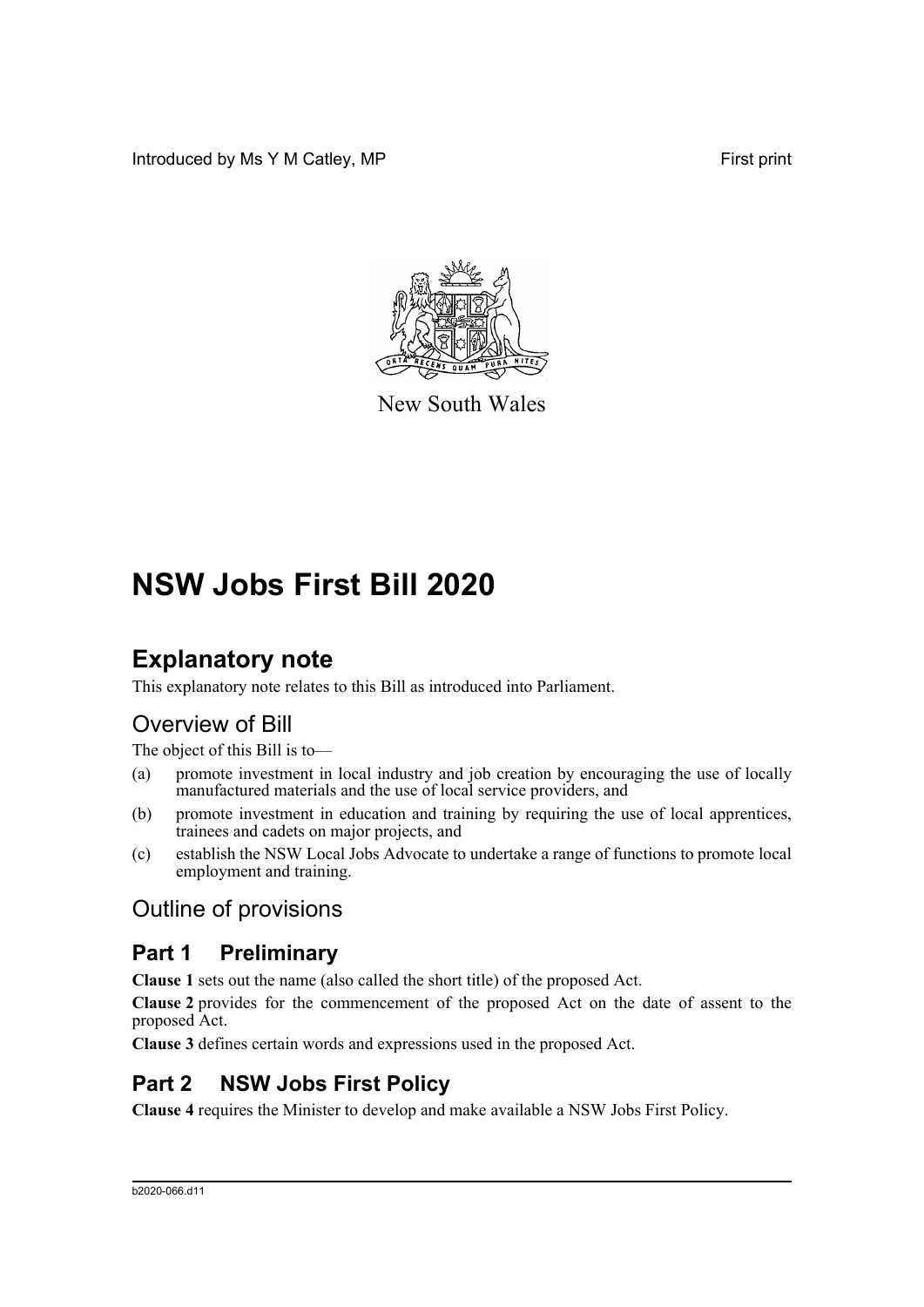Introduced by Ms Y M Catley, MP First print

New South Wales

# NSW Jobs First Bill 2020

## Explanatory note

This explanatory note relates to this Bill as introduced into Parliament.

### Overview of Bill

The object of this Bill is to—

(a) promote investment in local industry and job creation by encouraging the use of locally manufactured materials and the use of local service providers, and

(b) promote investment in education and training by requiring the use of local apprentices, trainees and cadets on major projects, and

(c) establish the NSW Local Jobs Advocate to undertake a range of functions to promote local employment and training.

### Outline of provisions

## Part 1 Preliminary

**Clause 1** sets out the name (also called the short title) of the proposed Act.

**Clause 2** provides for the commencement of the proposed Act on the date of assent to the proposed Act.

**Clause 3** defines certain words and expressions used in the proposed Act.

## Part 2 NSW Jobs First Policy

**Clause 4** requires the Minister to develop and make available a NSW Jobs First Policy.

b2020-066.d11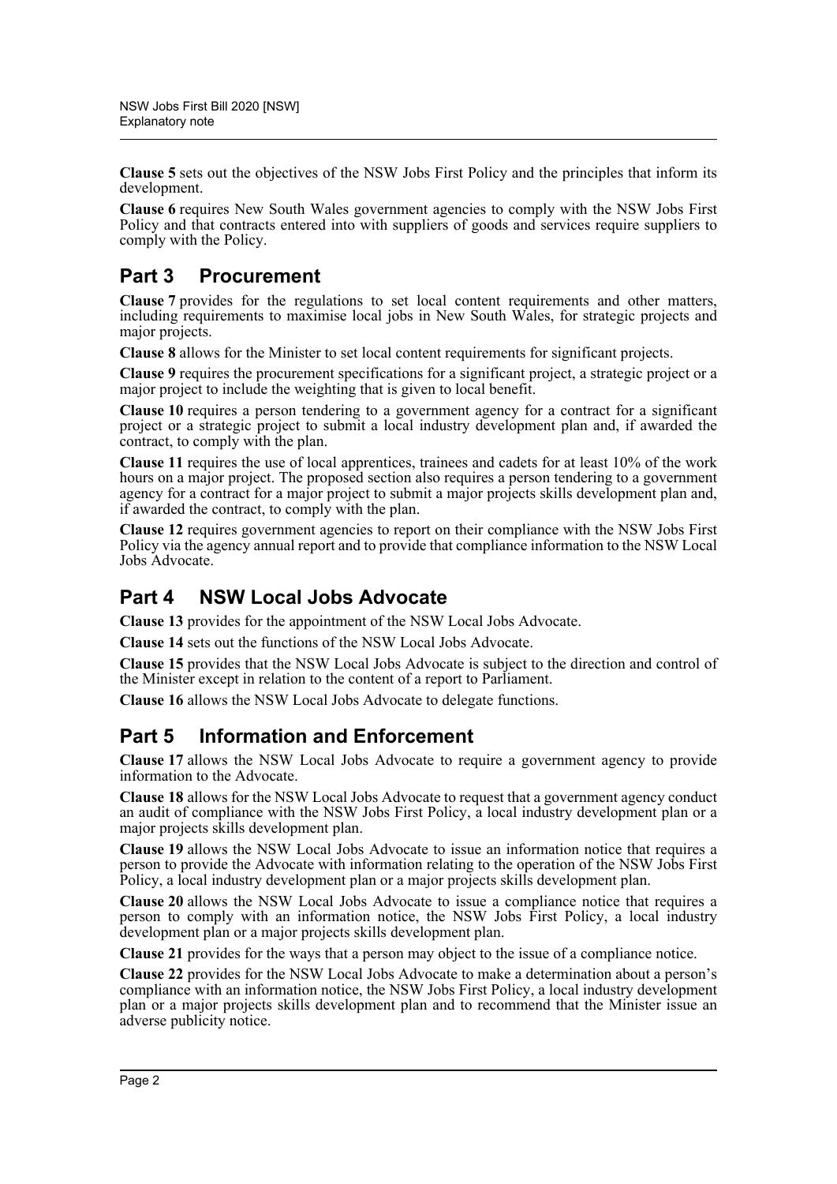**Clause 5** sets out the objectives of the NSW Jobs First Policy and the principles that inform its development.

**Clause 6** requires New South Wales government agencies to comply with the NSW Jobs First Policy and that contracts entered into with suppliers of goods and services require suppliers to comply with the Policy.

## Part 3 Procurement

**Clause 7** provides for the regulations to set local content requirements and other matters, including requirements to maximise local jobs in New South Wales, for strategic projects and major projects.

**Clause 8** allows for the Minister to set local content requirements for significant projects.

**Clause 9** requires the procurement specifications for a significant project, a strategic project or a major project to include the weighting that is given to local benefit.

**Clause 10** requires a person tendering to a government agency for a contract for a significant project or a strategic project to submit a local industry development plan and, if awarded the contract, to comply with the plan.

**Clause 11** requires the use of local apprentices, trainees and cadets for at least 10% of the work hours on a major project. The proposed section also requires a person tendering to a government agency for a contract for a major project to submit a major projects skills development plan and, if awarded the contract, to comply with the plan.

**Clause 12** requires government agencies to report on their compliance with the NSW Jobs First Policy via the agency annual report and to provide that compliance information to the NSW Local Jobs Advocate.

## Part 4 NSW Local Jobs Advocate

**Clause 13** provides for the appointment of the NSW Local Jobs Advocate.

**Clause 14** sets out the functions of the NSW Local Jobs Advocate.

**Clause 15** provides that the NSW Local Jobs Advocate is subject to the direction and control of the Minister except in relation to the content of a report to Parliament.

**Clause 16** allows the NSW Local Jobs Advocate to delegate functions.

## Part 5 Information and Enforcement

**Clause 17** allows the NSW Local Jobs Advocate to require a government agency to provide information to the Advocate.

**Clause 18** allows for the NSW Local Jobs Advocate to request that a government agency conduct an audit of compliance with the NSW Jobs First Policy, a local industry development plan or a major projects skills development plan.

**Clause 19** allows the NSW Local Jobs Advocate to issue an information notice that requires a person to provide the Advocate with information relating to the operation of the NSW Jobs First Policy, a local industry development plan or a major projects skills development plan.

**Clause 20** allows the NSW Local Jobs Advocate to issue a compliance notice that requires a person to comply with an information notice, the NSW Jobs First Policy, a local industry development plan or a major projects skills development plan.

**Clause 21** provides for the ways that a person may object to the issue of a compliance notice.

**Clause 22** provides for the NSW Local Jobs Advocate to make a determination about a person's compliance with an information notice, the NSW Jobs First Policy, a local industry development plan or a major projects skills development plan and to recommend that the Minister issue an adverse publicity notice.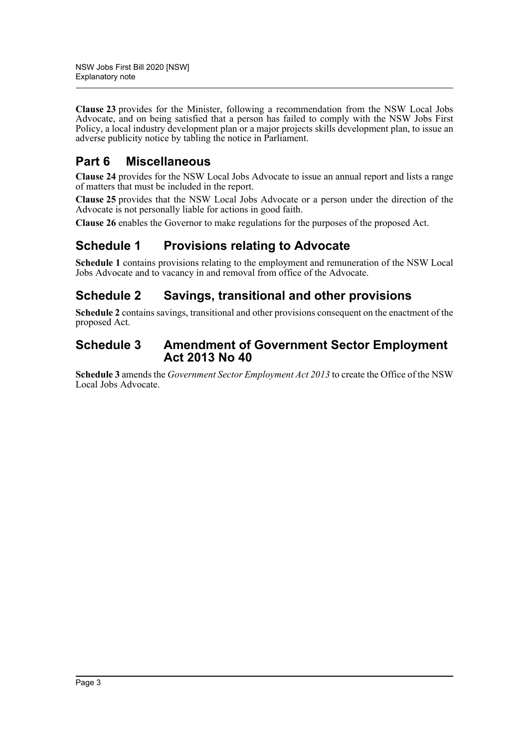**Clause 23** provides for the Minister, following a recommendation from the NSW Local Jobs Advocate, and on being satisfied that a person has failed to comply with the NSW Jobs First Policy, a local industry development plan or a major projects skills development plan, to issue an adverse publicity notice by tabling the notice in Parliament.

## Part 6 Miscellaneous

**Clause 24** provides for the NSW Local Jobs Advocate to issue an annual report and lists a range of matters that must be included in the report.

**Clause 25** provides that the NSW Local Jobs Advocate or a person under the direction of the Advocate is not personally liable for actions in good faith.

**Clause 26** enables the Governor to make regulations for the purposes of the proposed Act.

## Schedule 1 Provisions relating to Advocate

**Schedule 1** contains provisions relating to the employment and remuneration of the NSW Local Jobs Advocate and to vacancy in and removal from office of the Advocate.

## Schedule 2 Savings, transitional and other provisions

**Schedule 2** contains savings, transitional and other provisions consequent on the enactment of the proposed Act.

## Schedule 3 Amendment of Government Sector Employment Act 2013 No 40

**Schedule 3** amends the *Government Sector Employment Act 2013* to create the Office of the NSW Local Jobs Advocate.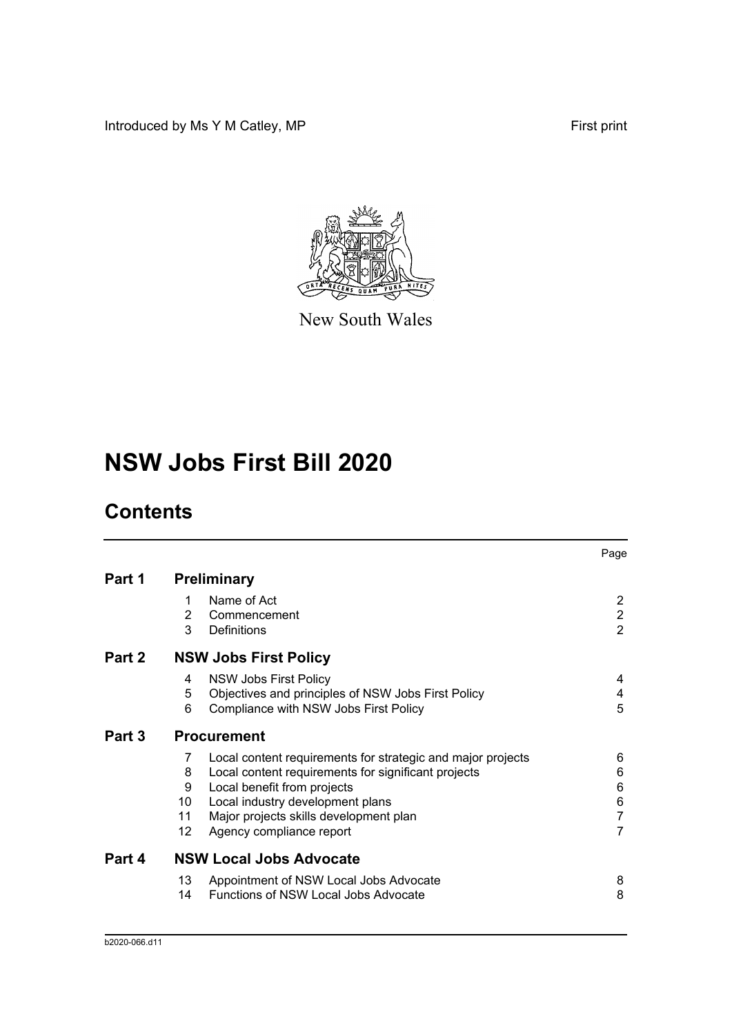Introduced by Ms Y M Catley, MP

First print

New South Wales

# NSW Jobs First Bill 2020

## Contents

| | | | Page |
|---|---|---|---|
| **Part 1** | **Preliminary** | | |
| | 1 | Name of Act | 2 |
| | 2 | Commencement | 2 |
| | 3 | Definitions | 2 |
| **Part 2** | **NSW Jobs First Policy** | | |
| | 4 | NSW Jobs First Policy | 4 |
| | 5 | Objectives and principles of NSW Jobs First Policy | 4 |
| | 6 | Compliance with NSW Jobs First Policy | 5 |
| **Part 3** | **Procurement** | | |
| | 7 | Local content requirements for strategic and major projects | 6 |
| | 8 | Local content requirements for significant projects | 6 |
| | 9 | Local benefit from projects | 6 |
| | 10 | Local industry development plans | 6 |
| | 11 | Major projects skills development plan | 7 |
| | 12 | Agency compliance report | 7 |
| **Part 4** | **NSW Local Jobs Advocate** | | |
| | 13 | Appointment of NSW Local Jobs Advocate | 8 |
| | 14 | Functions of NSW Local Jobs Advocate | 8 |

b2020-066.d11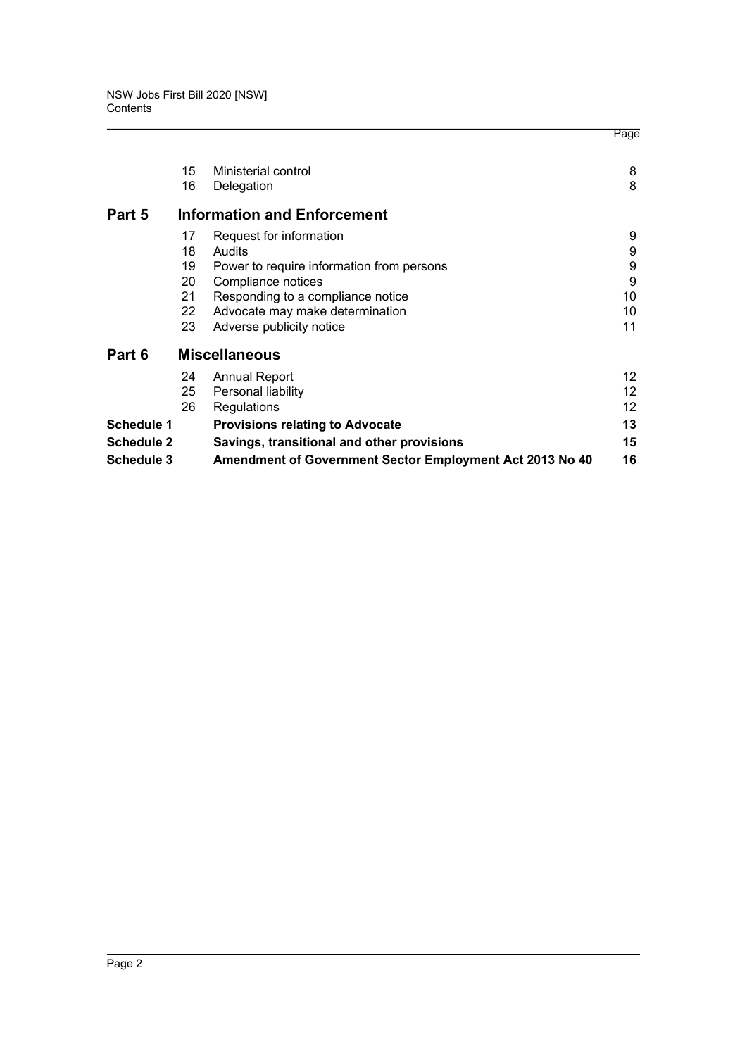| | | | Page |
|---|---|---|---|
| | 15 | Ministerial control | 8 |
| | 16 | Delegation | 8 |
| **Part 5** | | **Information and Enforcement** | |
| | 17 | Request for information | 9 |
| | 18 | Audits | 9 |
| | 19 | Power to require information from persons | 9 |
| | 20 | Compliance notices | 9 |
| | 21 | Responding to a compliance notice | 10 |
| | 22 | Advocate may make determination | 10 |
| | 23 | Adverse publicity notice | 11 |
| **Part 6** | | **Miscellaneous** | |
| | 24 | Annual Report | 12 |
| | 25 | Personal liability | 12 |
| | 26 | Regulations | 12 |
| **Schedule 1** | | **Provisions relating to Advocate** | **13** |
| **Schedule 2** | | **Savings, transitional and other provisions** | **15** |
| **Schedule 3** | | **Amendment of Government Sector Employment Act 2013 No 40** | **16** |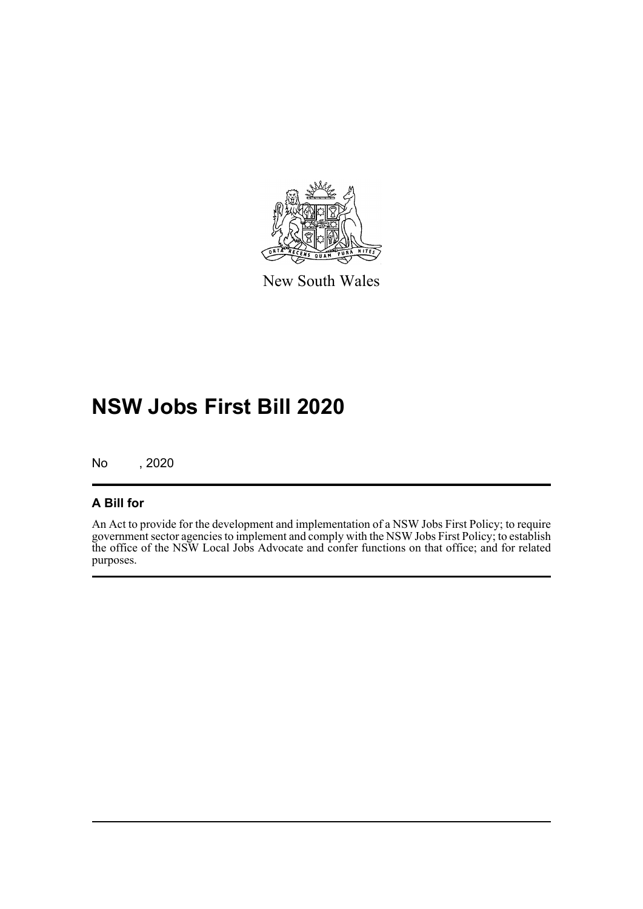New South Wales

# NSW Jobs First Bill 2020

No , 2020

### A Bill for

An Act to provide for the development and implementation of a NSW Jobs First Policy; to require government sector agencies to implement and comply with the NSW Jobs First Policy; to establish the office of the NSW Local Jobs Advocate and confer functions on that office; and for related purposes.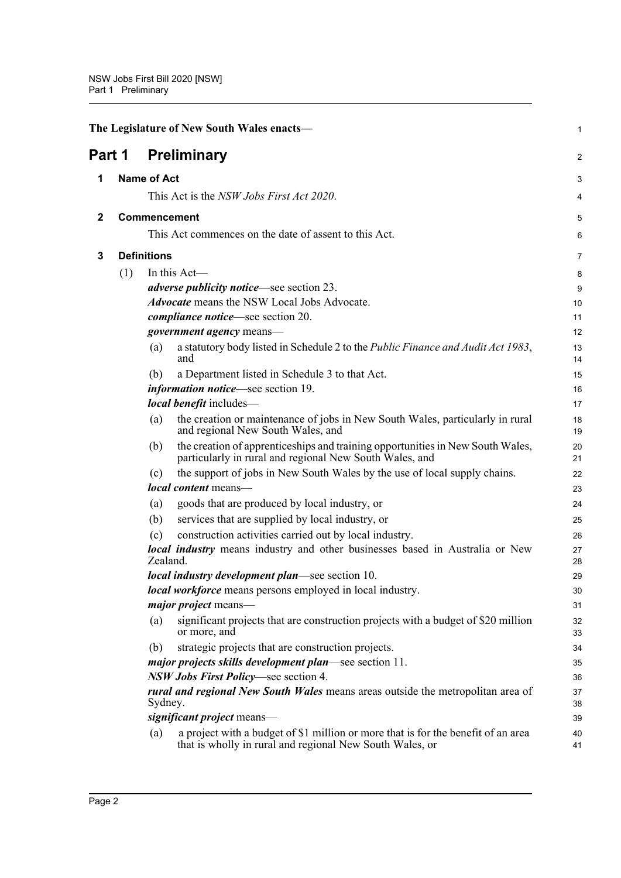The Legislature of New South Wales enacts—

# Part 1 Preliminary

## 1 Name of Act

This Act is the *NSW Jobs First Act 2020*.

## 2 Commencement

This Act commences on the date of assent to this Act.

## 3 Definitions

(1) In this Act—

***adverse publicity notice***—see section 23.

***Advocate*** means the NSW Local Jobs Advocate.

***compliance notice***—see section 20.

***government agency*** means—

- (a) a statutory body listed in Schedule 2 to the *Public Finance and Audit Act 1983*, and
- (b) a Department listed in Schedule 3 to that Act.

***information notice***—see section 19.

***local benefit*** includes—

- (a) the creation or maintenance of jobs in New South Wales, particularly in rural and regional New South Wales, and
- (b) the creation of apprenticeships and training opportunities in New South Wales, particularly in rural and regional New South Wales, and
- (c) the support of jobs in New South Wales by the use of local supply chains.

***local content*** means—

- (a) goods that are produced by local industry, or
- (b) services that are supplied by local industry, or
- (c) construction activities carried out by local industry.

***local industry*** means industry and other businesses based in Australia or New Zealand.

***local industry development plan***—see section 10.

***local workforce*** means persons employed in local industry.

***major project*** means—

- (a) significant projects that are construction projects with a budget of $20 million or more, and
- (b) strategic projects that are construction projects.

***major projects skills development plan***—see section 11.

***NSW Jobs First Policy***—see section 4.

***rural and regional New South Wales*** means areas outside the metropolitan area of Sydney.

***significant project*** means—

- (a) a project with a budget of $1 million or more that is for the benefit of an area that is wholly in rural and regional New South Wales, or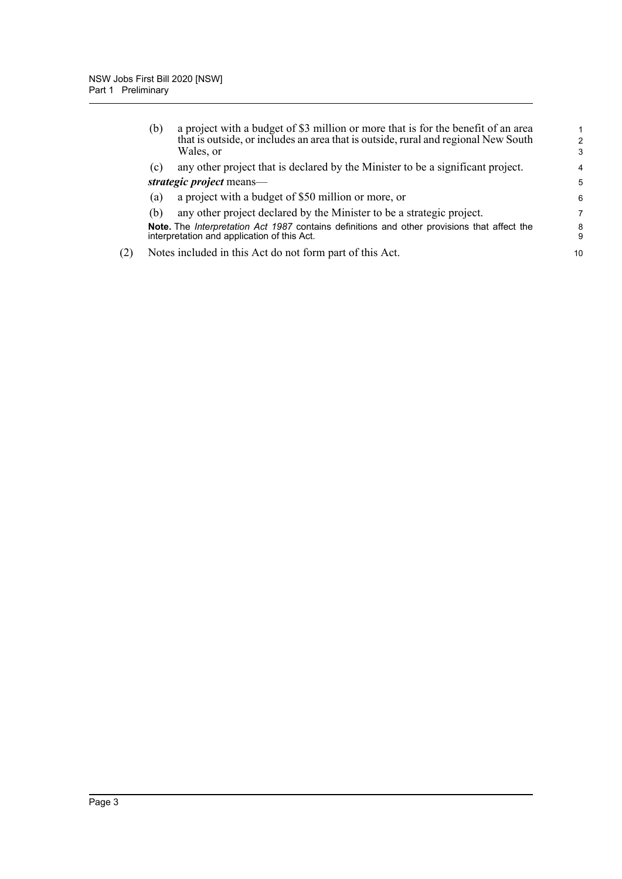(b) a project with a budget of $3 million or more that is for the benefit of an area that is outside, or includes an area that is outside, rural and regional New South Wales, or

(c) any other project that is declared by the Minister to be a significant project.

***strategic project*** means—

(a) a project with a budget of $50 million or more, or

(b) any other project declared by the Minister to be a strategic project.

**Note.** The *Interpretation Act 1987* contains definitions and other provisions that affect the interpretation and application of this Act.

(2) Notes included in this Act do not form part of this Act.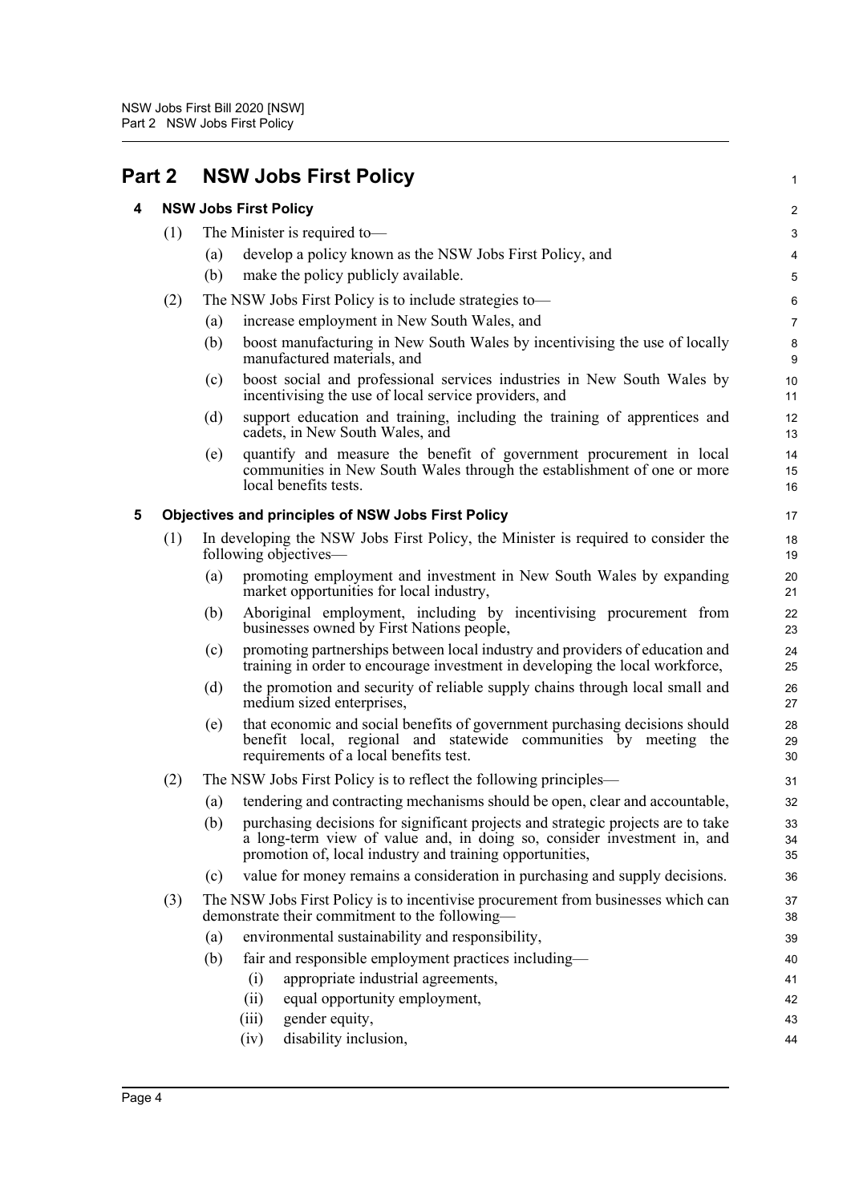# Part 2 NSW Jobs First Policy

## 4 NSW Jobs First Policy

(1) The Minister is required to—

(a) develop a policy known as the NSW Jobs First Policy, and

(b) make the policy publicly available.

(2) The NSW Jobs First Policy is to include strategies to—

(a) increase employment in New South Wales, and

(b) boost manufacturing in New South Wales by incentivising the use of locally manufactured materials, and

(c) boost social and professional services industries in New South Wales by incentivising the use of local service providers, and

(d) support education and training, including the training of apprentices and cadets, in New South Wales, and

(e) quantify and measure the benefit of government procurement in local communities in New South Wales through the establishment of one or more local benefits tests.

## 5 Objectives and principles of NSW Jobs First Policy

(1) In developing the NSW Jobs First Policy, the Minister is required to consider the following objectives—

(a) promoting employment and investment in New South Wales by expanding market opportunities for local industry,

(b) Aboriginal employment, including by incentivising procurement from businesses owned by First Nations people,

(c) promoting partnerships between local industry and providers of education and training in order to encourage investment in developing the local workforce,

(d) the promotion and security of reliable supply chains through local small and medium sized enterprises,

(e) that economic and social benefits of government purchasing decisions should benefit local, regional and statewide communities by meeting the requirements of a local benefits test.

(2) The NSW Jobs First Policy is to reflect the following principles—

(a) tendering and contracting mechanisms should be open, clear and accountable,

(b) purchasing decisions for significant projects and strategic projects are to take a long-term view of value and, in doing so, consider investment in, and promotion of, local industry and training opportunities,

(c) value for money remains a consideration in purchasing and supply decisions.

(3) The NSW Jobs First Policy is to incentivise procurement from businesses which can demonstrate their commitment to the following—

(a) environmental sustainability and responsibility,

(b) fair and responsible employment practices including—

(i) appropriate industrial agreements,

(ii) equal opportunity employment,

(iii) gender equity,

(iv) disability inclusion,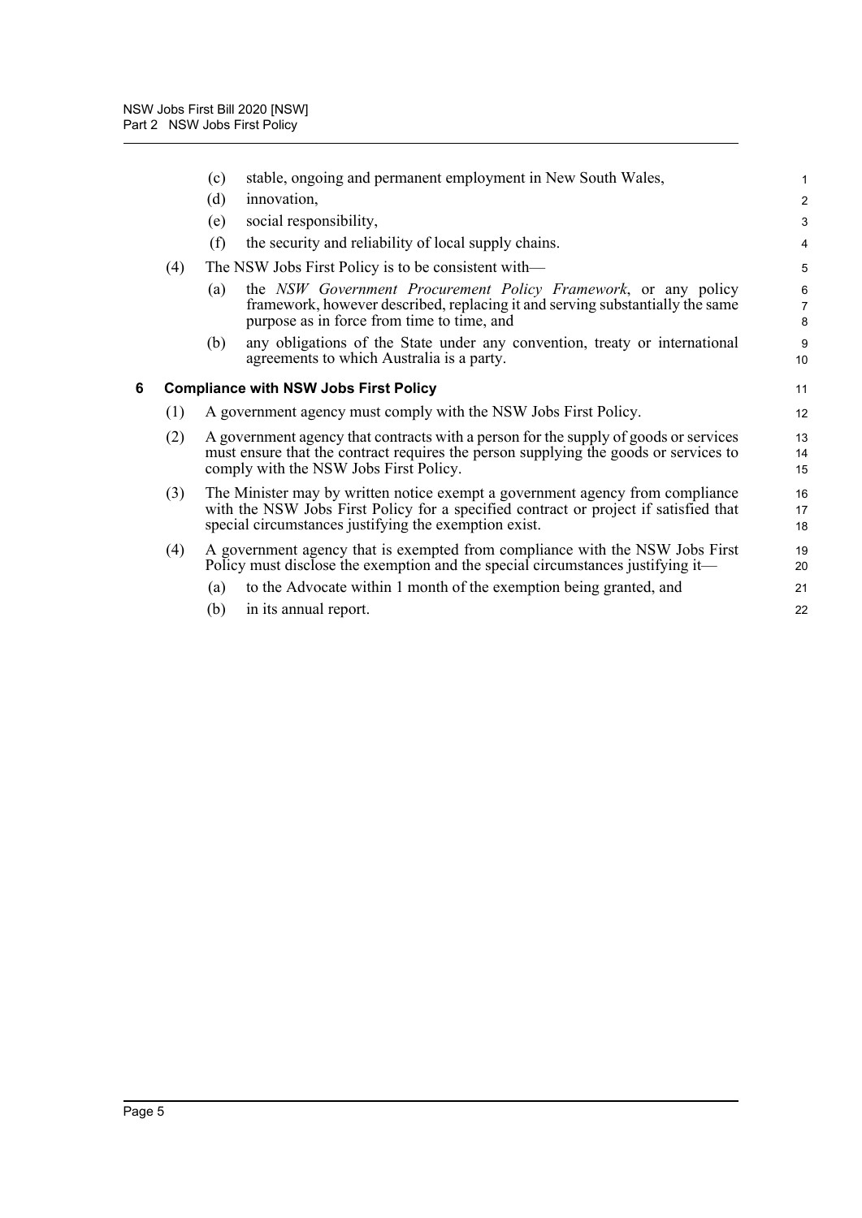(c) stable, ongoing and permanent employment in New South Wales,

(d) innovation,

(e) social responsibility,

(f) the security and reliability of local supply chains.

(4) The NSW Jobs First Policy is to be consistent with—

(a) the *NSW Government Procurement Policy Framework*, or any policy framework, however described, replacing it and serving substantially the same purpose as in force from time to time, and

(b) any obligations of the State under any convention, treaty or international agreements to which Australia is a party.

### 6 Compliance with NSW Jobs First Policy

(1) A government agency must comply with the NSW Jobs First Policy.

(2) A government agency that contracts with a person for the supply of goods or services must ensure that the contract requires the person supplying the goods or services to comply with the NSW Jobs First Policy.

(3) The Minister may by written notice exempt a government agency from compliance with the NSW Jobs First Policy for a specified contract or project if satisfied that special circumstances justifying the exemption exist.

(4) A government agency that is exempted from compliance with the NSW Jobs First Policy must disclose the exemption and the special circumstances justifying it—

(a) to the Advocate within 1 month of the exemption being granted, and

(b) in its annual report.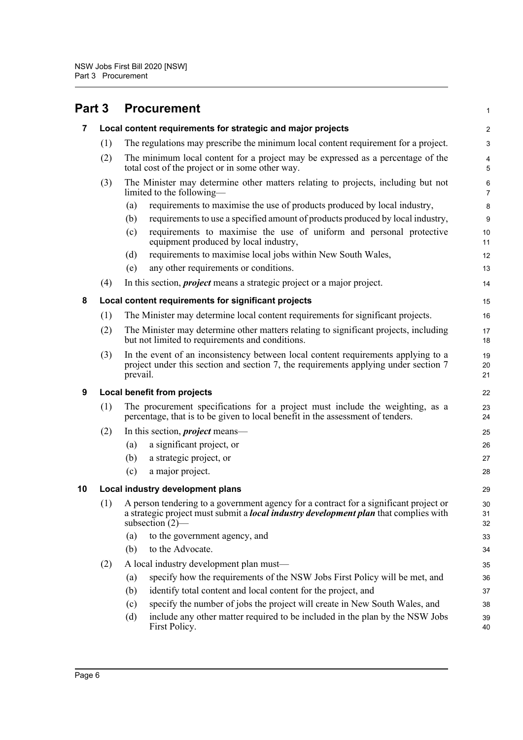# Part 3 Procurement

## 7 Local content requirements for strategic and major projects

(1) The regulations may prescribe the minimum local content requirement for a project.

(2) The minimum local content for a project may be expressed as a percentage of the total cost of the project or in some other way.

(3) The Minister may determine other matters relating to projects, including but not limited to the following—

- (a) requirements to maximise the use of products produced by local industry,
- (b) requirements to use a specified amount of products produced by local industry,
- (c) requirements to maximise the use of uniform and personal protective equipment produced by local industry,
- (d) requirements to maximise local jobs within New South Wales,
- (e) any other requirements or conditions.

(4) In this section, ***project*** means a strategic project or a major project.

## 8 Local content requirements for significant projects

(1) The Minister may determine local content requirements for significant projects.

(2) The Minister may determine other matters relating to significant projects, including but not limited to requirements and conditions.

(3) In the event of an inconsistency between local content requirements applying to a project under this section and section 7, the requirements applying under section 7 prevail.

## 9 Local benefit from projects

(1) The procurement specifications for a project must include the weighting, as a percentage, that is to be given to local benefit in the assessment of tenders.

(2) In this section, ***project*** means—

- (a) a significant project, or
- (b) a strategic project, or
- (c) a major project.

## 10 Local industry development plans

(1) A person tendering to a government agency for a contract for a significant project or a strategic project must submit a ***local industry development plan*** that complies with subsection (2)—

- (a) to the government agency, and
- (b) to the Advocate.

(2) A local industry development plan must—

- (a) specify how the requirements of the NSW Jobs First Policy will be met, and
- (b) identify total content and local content for the project, and
- (c) specify the number of jobs the project will create in New South Wales, and
- (d) include any other matter required to be included in the plan by the NSW Jobs First Policy.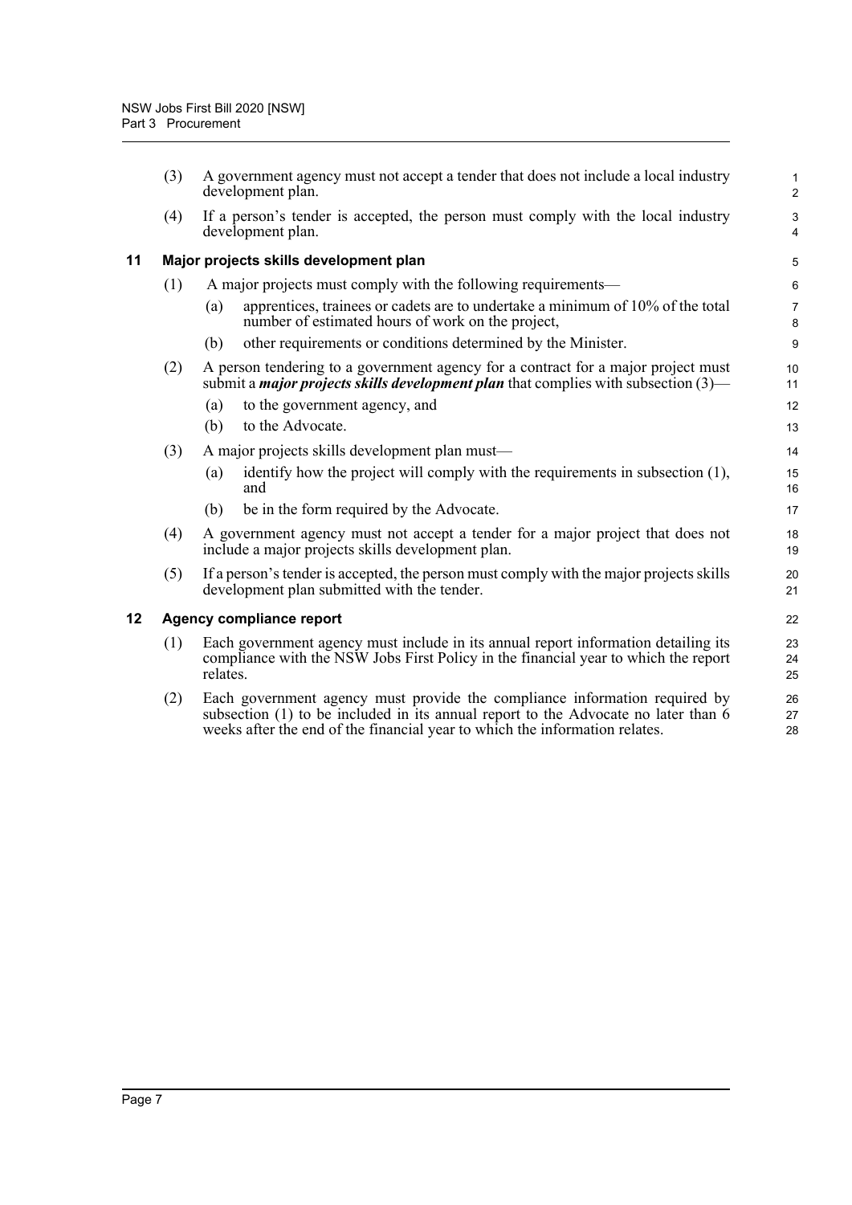(3) A government agency must not accept a tender that does not include a local industry development plan.

(4) If a person's tender is accepted, the person must comply with the local industry development plan.

### 11 Major projects skills development plan

(1) A major projects must comply with the following requirements—

(a) apprentices, trainees or cadets are to undertake a minimum of 10% of the total number of estimated hours of work on the project,

(b) other requirements or conditions determined by the Minister.

(2) A person tendering to a government agency for a contract for a major project must submit a ***major projects skills development plan*** that complies with subsection (3)—

(a) to the government agency, and

(b) to the Advocate.

(3) A major projects skills development plan must—

(a) identify how the project will comply with the requirements in subsection (1), and

(b) be in the form required by the Advocate.

(4) A government agency must not accept a tender for a major project that does not include a major projects skills development plan.

(5) If a person's tender is accepted, the person must comply with the major projects skills development plan submitted with the tender.

### 12 Agency compliance report

(1) Each government agency must include in its annual report information detailing its compliance with the NSW Jobs First Policy in the financial year to which the report relates.

(2) Each government agency must provide the compliance information required by subsection (1) to be included in its annual report to the Advocate no later than 6 weeks after the end of the financial year to which the information relates.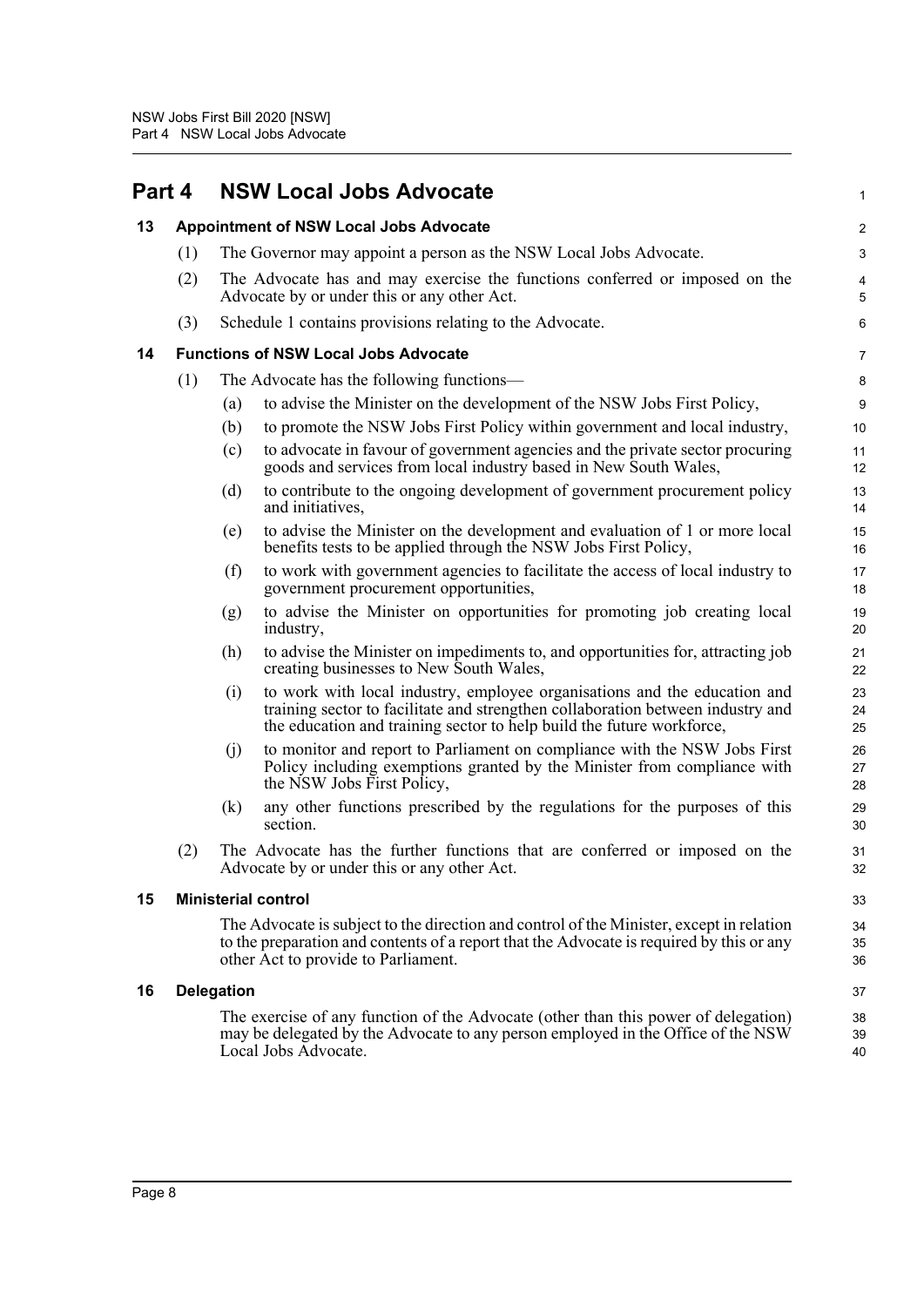# Part 4 NSW Local Jobs Advocate

## 13 Appointment of NSW Local Jobs Advocate

(1) The Governor may appoint a person as the NSW Local Jobs Advocate.

(2) The Advocate has and may exercise the functions conferred or imposed on the Advocate by or under this or any other Act.

(3) Schedule 1 contains provisions relating to the Advocate.

## 14 Functions of NSW Local Jobs Advocate

(1) The Advocate has the following functions—

- (a) to advise the Minister on the development of the NSW Jobs First Policy,
- (b) to promote the NSW Jobs First Policy within government and local industry,
- (c) to advocate in favour of government agencies and the private sector procuring goods and services from local industry based in New South Wales,
- (d) to contribute to the ongoing development of government procurement policy and initiatives,
- (e) to advise the Minister on the development and evaluation of 1 or more local benefits tests to be applied through the NSW Jobs First Policy,
- (f) to work with government agencies to facilitate the access of local industry to government procurement opportunities,
- (g) to advise the Minister on opportunities for promoting job creating local industry,
- (h) to advise the Minister on impediments to, and opportunities for, attracting job creating businesses to New South Wales,
- (i) to work with local industry, employee organisations and the education and training sector to facilitate and strengthen collaboration between industry and the education and training sector to help build the future workforce,
- (j) to monitor and report to Parliament on compliance with the NSW Jobs First Policy including exemptions granted by the Minister from compliance with the NSW Jobs First Policy,
- (k) any other functions prescribed by the regulations for the purposes of this section.

(2) The Advocate has the further functions that are conferred or imposed on the Advocate by or under this or any other Act.

## 15 Ministerial control

The Advocate is subject to the direction and control of the Minister, except in relation to the preparation and contents of a report that the Advocate is required by this or any other Act to provide to Parliament.

## 16 Delegation

The exercise of any function of the Advocate (other than this power of delegation) may be delegated by the Advocate to any person employed in the Office of the NSW Local Jobs Advocate.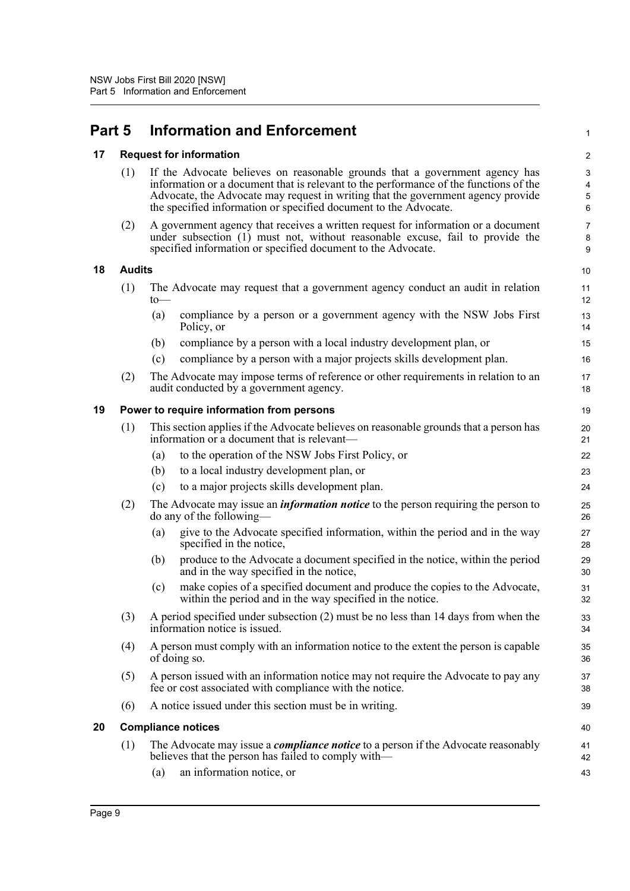# Part 5 Information and Enforcement

## 17 Request for information

(1) If the Advocate believes on reasonable grounds that a government agency has information or a document that is relevant to the performance of the functions of the Advocate, the Advocate may request in writing that the government agency provide the specified information or specified document to the Advocate.

(2) A government agency that receives a written request for information or a document under subsection (1) must not, without reasonable excuse, fail to provide the specified information or specified document to the Advocate.

## 18 Audits

(1) The Advocate may request that a government agency conduct an audit in relation to—

- (a) compliance by a person or a government agency with the NSW Jobs First Policy, or
- (b) compliance by a person with a local industry development plan, or
- (c) compliance by a person with a major projects skills development plan.

(2) The Advocate may impose terms of reference or other requirements in relation to an audit conducted by a government agency.

## 19 Power to require information from persons

(1) This section applies if the Advocate believes on reasonable grounds that a person has information or a document that is relevant—

- (a) to the operation of the NSW Jobs First Policy, or
- (b) to a local industry development plan, or
- (c) to a major projects skills development plan.

(2) The Advocate may issue an ***information notice*** to the person requiring the person to do any of the following—

- (a) give to the Advocate specified information, within the period and in the way specified in the notice,
- (b) produce to the Advocate a document specified in the notice, within the period and in the way specified in the notice,
- (c) make copies of a specified document and produce the copies to the Advocate, within the period and in the way specified in the notice.

(3) A period specified under subsection (2) must be no less than 14 days from when the information notice is issued.

(4) A person must comply with an information notice to the extent the person is capable of doing so.

(5) A person issued with an information notice may not require the Advocate to pay any fee or cost associated with compliance with the notice.

(6) A notice issued under this section must be in writing.

## 20 Compliance notices

(1) The Advocate may issue a ***compliance notice*** to a person if the Advocate reasonably believes that the person has failed to comply with—

- (a) an information notice, or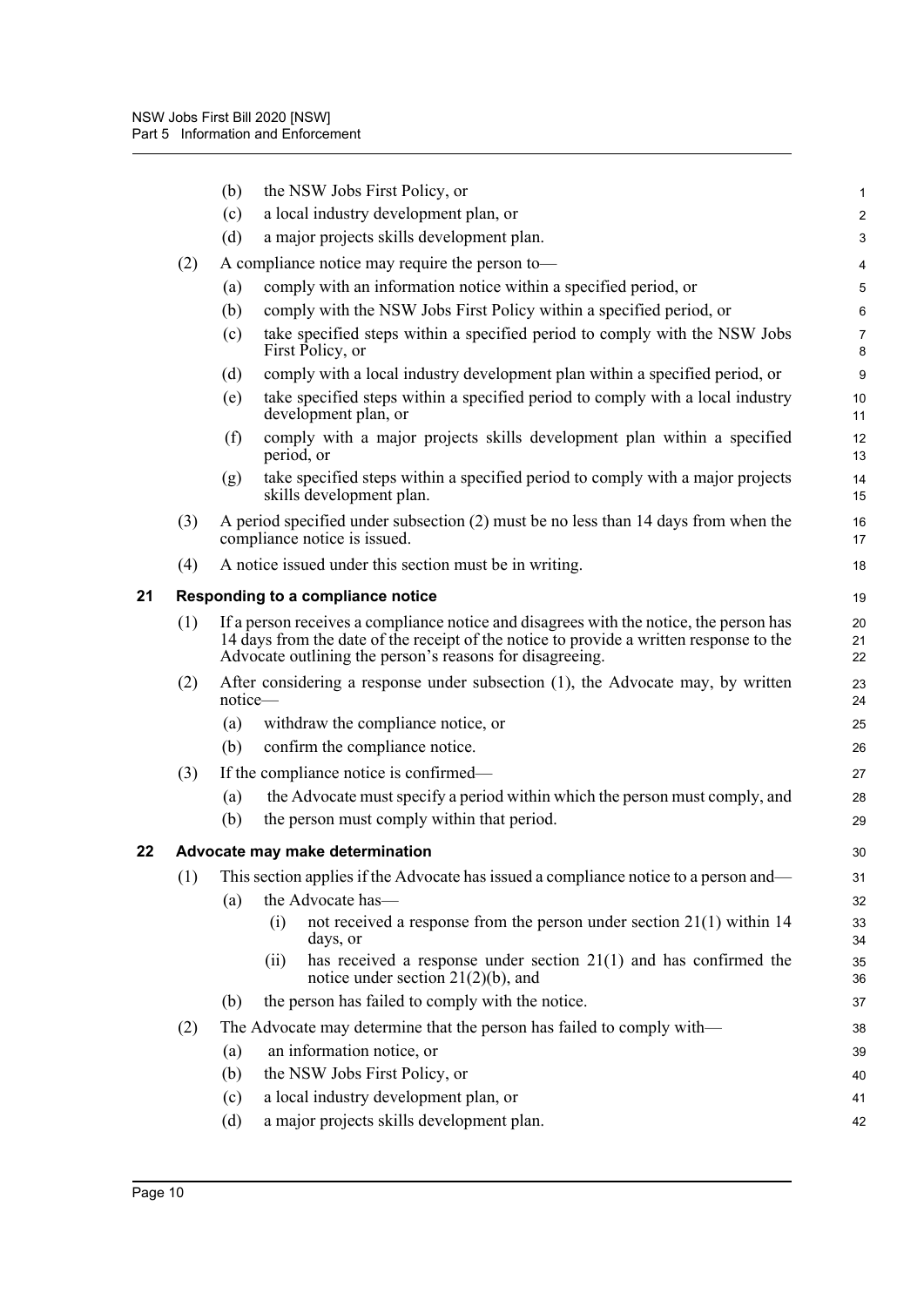(b) the NSW Jobs First Policy, or

(c) a local industry development plan, or

(d) a major projects skills development plan.

(2) A compliance notice may require the person to—

(a) comply with an information notice within a specified period, or

(b) comply with the NSW Jobs First Policy within a specified period, or

(c) take specified steps within a specified period to comply with the NSW Jobs First Policy, or

(d) comply with a local industry development plan within a specified period, or

(e) take specified steps within a specified period to comply with a local industry development plan, or

(f) comply with a major projects skills development plan within a specified period, or

(g) take specified steps within a specified period to comply with a major projects skills development plan.

(3) A period specified under subsection (2) must be no less than 14 days from when the compliance notice is issued.

(4) A notice issued under this section must be in writing.

### 21 Responding to a compliance notice

(1) If a person receives a compliance notice and disagrees with the notice, the person has 14 days from the date of the receipt of the notice to provide a written response to the Advocate outlining the person's reasons for disagreeing.

(2) After considering a response under subsection (1), the Advocate may, by written notice—

(a) withdraw the compliance notice, or

(b) confirm the compliance notice.

(3) If the compliance notice is confirmed—

(a) the Advocate must specify a period within which the person must comply, and

(b) the person must comply within that period.

### 22 Advocate may make determination

(1) This section applies if the Advocate has issued a compliance notice to a person and—

(a) the Advocate has—

(i) not received a response from the person under section 21(1) within 14 days, or

(ii) has received a response under section 21(1) and has confirmed the notice under section 21(2)(b), and

(b) the person has failed to comply with the notice.

(2) The Advocate may determine that the person has failed to comply with—

(a) an information notice, or

(b) the NSW Jobs First Policy, or

(c) a local industry development plan, or

(d) a major projects skills development plan.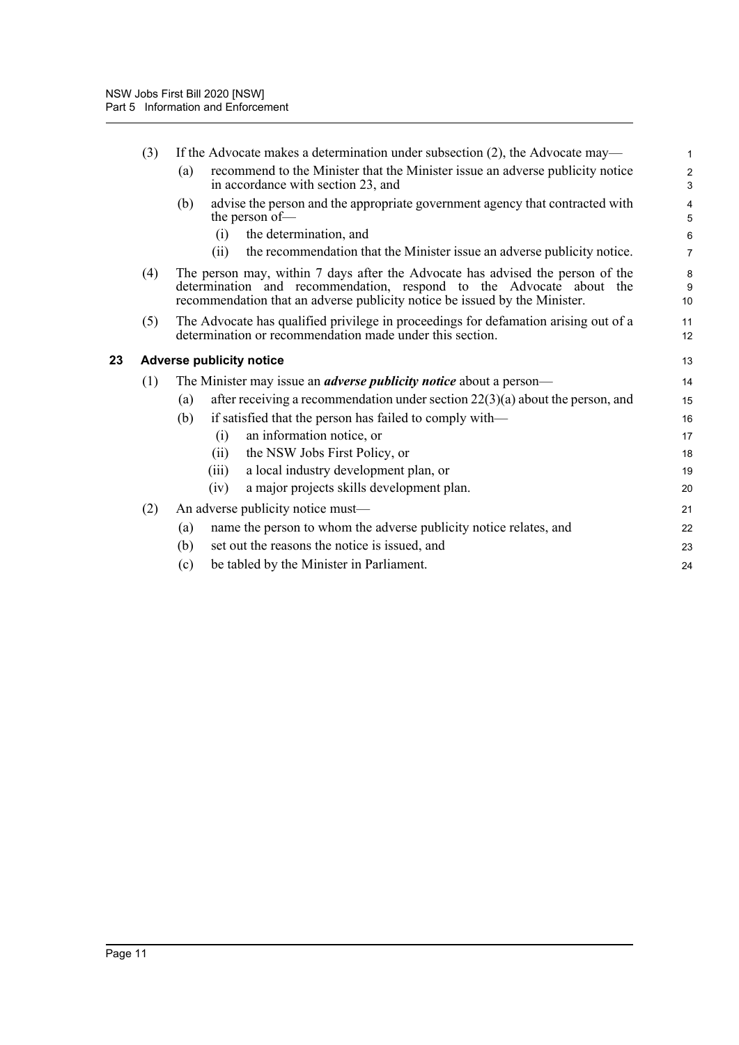(3) If the Advocate makes a determination under subsection (2), the Advocate may—

(a) recommend to the Minister that the Minister issue an adverse publicity notice in accordance with section 23, and

(b) advise the person and the appropriate government agency that contracted with the person of—

(i) the determination, and

(ii) the recommendation that the Minister issue an adverse publicity notice.

(4) The person may, within 7 days after the Advocate has advised the person of the determination and recommendation, respond to the Advocate about the recommendation that an adverse publicity notice be issued by the Minister.

(5) The Advocate has qualified privilege in proceedings for defamation arising out of a determination or recommendation made under this section.

## 23 Adverse publicity notice

(1) The Minister may issue an ***adverse publicity notice*** about a person—

(a) after receiving a recommendation under section 22(3)(a) about the person, and

(b) if satisfied that the person has failed to comply with—

(i) an information notice, or

(ii) the NSW Jobs First Policy, or

(iii) a local industry development plan, or

(iv) a major projects skills development plan.

(2) An adverse publicity notice must—

(a) name the person to whom the adverse publicity notice relates, and

(b) set out the reasons the notice is issued, and

(c) be tabled by the Minister in Parliament.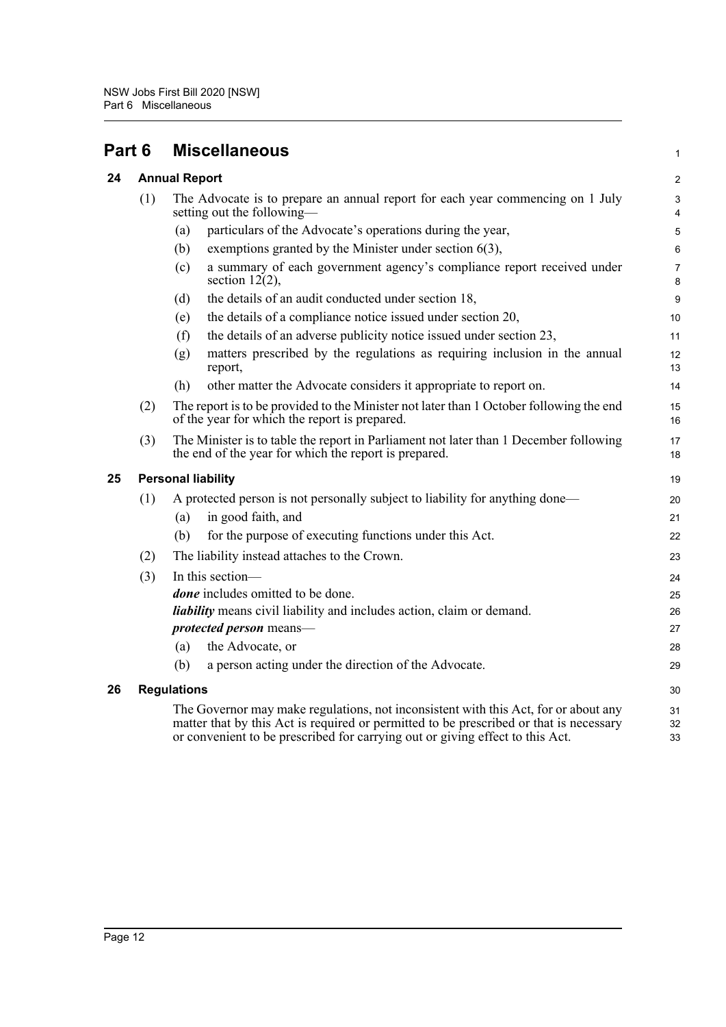# Part 6 Miscellaneous

## 24 Annual Report

(1) The Advocate is to prepare an annual report for each year commencing on 1 July setting out the following—

  (a) particulars of the Advocate's operations during the year,

  (b) exemptions granted by the Minister under section 6(3),

  (c) a summary of each government agency's compliance report received under section 12(2),

  (d) the details of an audit conducted under section 18,

  (e) the details of a compliance notice issued under section 20,

  (f) the details of an adverse publicity notice issued under section 23,

  (g) matters prescribed by the regulations as requiring inclusion in the annual report,

  (h) other matter the Advocate considers it appropriate to report on.

(2) The report is to be provided to the Minister not later than 1 October following the end of the year for which the report is prepared.

(3) The Minister is to table the report in Parliament not later than 1 December following the end of the year for which the report is prepared.

## 25 Personal liability

(1) A protected person is not personally subject to liability for anything done—

  (a) in good faith, and

  (b) for the purpose of executing functions under this Act.

(2) The liability instead attaches to the Crown.

(3) In this section—

***done*** includes omitted to be done.

***liability*** means civil liability and includes action, claim or demand.

***protected person*** means—

  (a) the Advocate, or

  (b) a person acting under the direction of the Advocate.

## 26 Regulations

The Governor may make regulations, not inconsistent with this Act, for or about any matter that by this Act is required or permitted to be prescribed or that is necessary or convenient to be prescribed for carrying out or giving effect to this Act.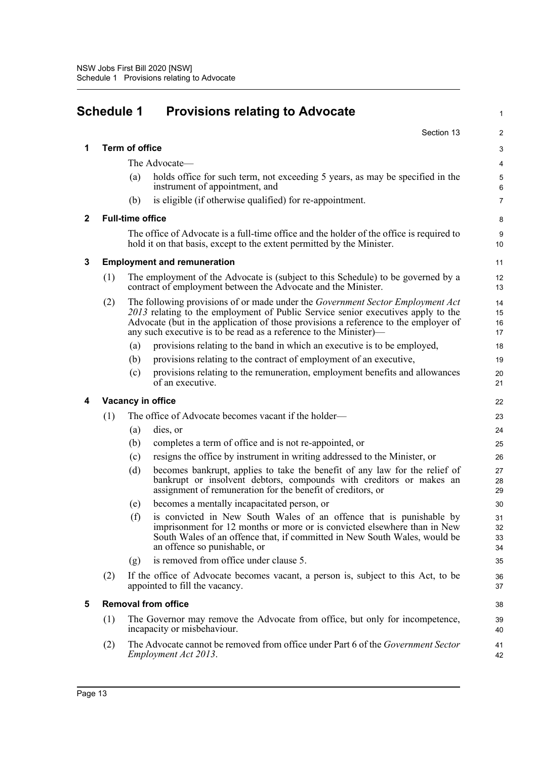# Schedule 1 Provisions relating to Advocate

Section 13

## 1 Term of office

The Advocate—

(a) holds office for such term, not exceeding 5 years, as may be specified in the instrument of appointment, and

(b) is eligible (if otherwise qualified) for re-appointment.

## 2 Full-time office

The office of Advocate is a full-time office and the holder of the office is required to hold it on that basis, except to the extent permitted by the Minister.

## 3 Employment and remuneration

(1) The employment of the Advocate is (subject to this Schedule) to be governed by a contract of employment between the Advocate and the Minister.

(2) The following provisions of or made under the *Government Sector Employment Act 2013* relating to the employment of Public Service senior executives apply to the Advocate (but in the application of those provisions a reference to the employer of any such executive is to be read as a reference to the Minister)—

(a) provisions relating to the band in which an executive is to be employed,

(b) provisions relating to the contract of employment of an executive,

(c) provisions relating to the remuneration, employment benefits and allowances of an executive.

## 4 Vacancy in office

(1) The office of Advocate becomes vacant if the holder—

(a) dies, or

(b) completes a term of office and is not re-appointed, or

(c) resigns the office by instrument in writing addressed to the Minister, or

(d) becomes bankrupt, applies to take the benefit of any law for the relief of bankrupt or insolvent debtors, compounds with creditors or makes an assignment of remuneration for the benefit of creditors, or

(e) becomes a mentally incapacitated person, or

(f) is convicted in New South Wales of an offence that is punishable by imprisonment for 12 months or more or is convicted elsewhere than in New South Wales of an offence that, if committed in New South Wales, would be an offence so punishable, or

(g) is removed from office under clause 5.

(2) If the office of Advocate becomes vacant, a person is, subject to this Act, to be appointed to fill the vacancy.

## 5 Removal from office

(1) The Governor may remove the Advocate from office, but only for incompetence, incapacity or misbehaviour.

(2) The Advocate cannot be removed from office under Part 6 of the *Government Sector Employment Act 2013*.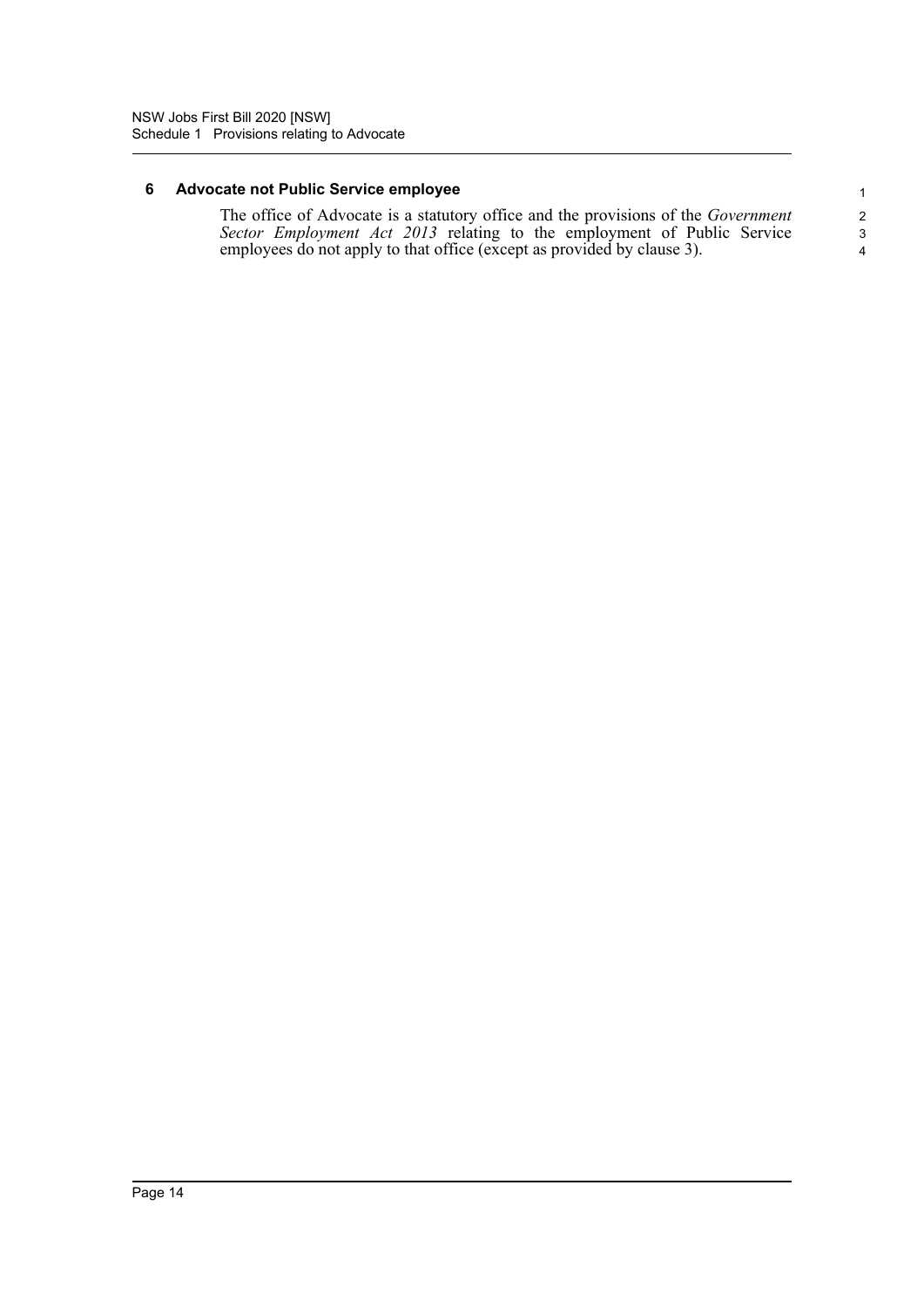### 6 Advocate not Public Service employee

The office of Advocate is a statutory office and the provisions of the *Government Sector Employment Act 2013* relating to the employment of Public Service employees do not apply to that office (except as provided by clause 3).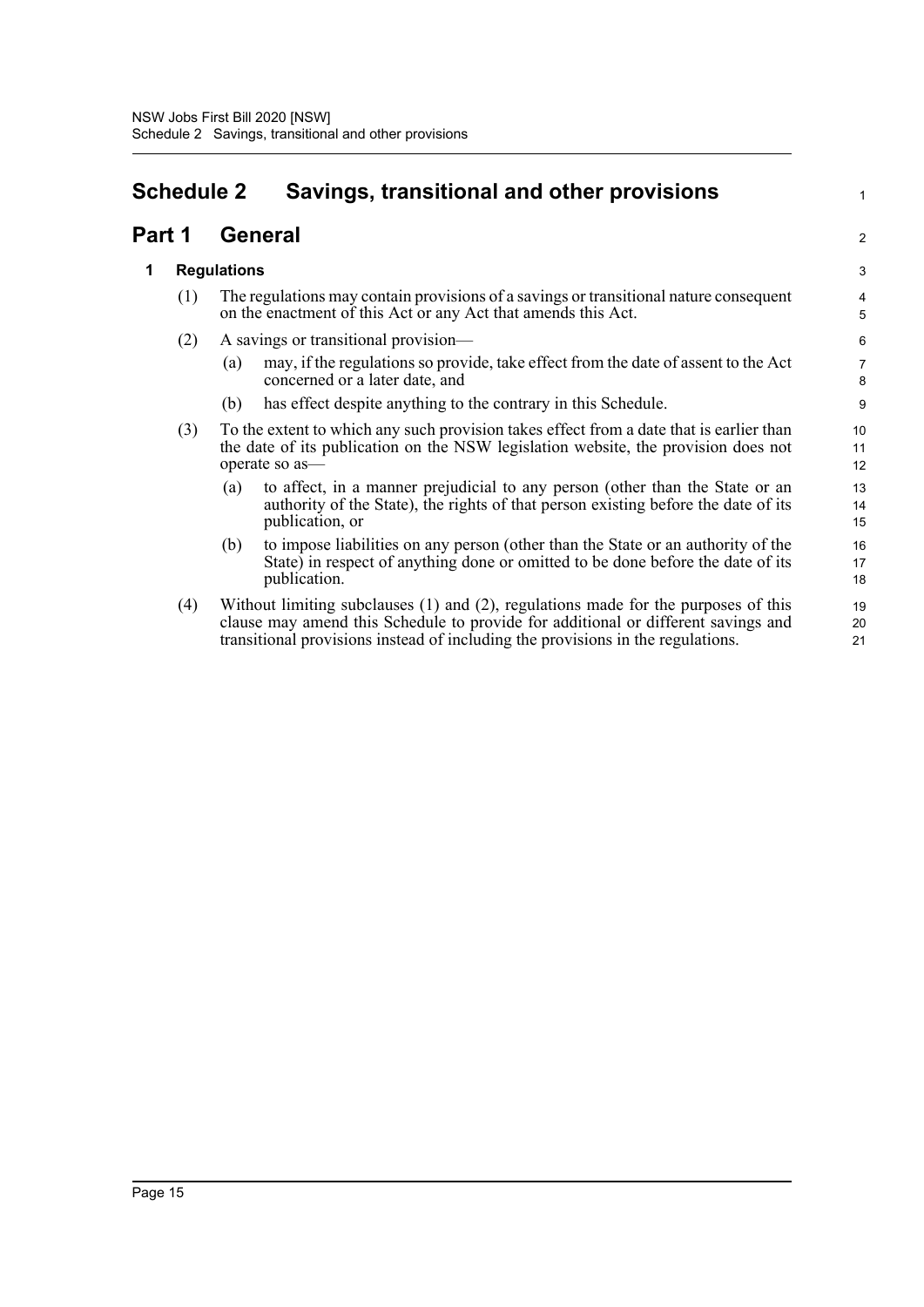# Schedule 2 Savings, transitional and other provisions

## Part 1 General

### 1 Regulations

(1) The regulations may contain provisions of a savings or transitional nature consequent on the enactment of this Act or any Act that amends this Act.

(2) A savings or transitional provision—

(a) may, if the regulations so provide, take effect from the date of assent to the Act concerned or a later date, and

(b) has effect despite anything to the contrary in this Schedule.

(3) To the extent to which any such provision takes effect from a date that is earlier than the date of its publication on the NSW legislation website, the provision does not operate so as—

(a) to affect, in a manner prejudicial to any person (other than the State or an authority of the State), the rights of that person existing before the date of its publication, or

(b) to impose liabilities on any person (other than the State or an authority of the State) in respect of anything done or omitted to be done before the date of its publication.

(4) Without limiting subclauses (1) and (2), regulations made for the purposes of this clause may amend this Schedule to provide for additional or different savings and transitional provisions instead of including the provisions in the regulations.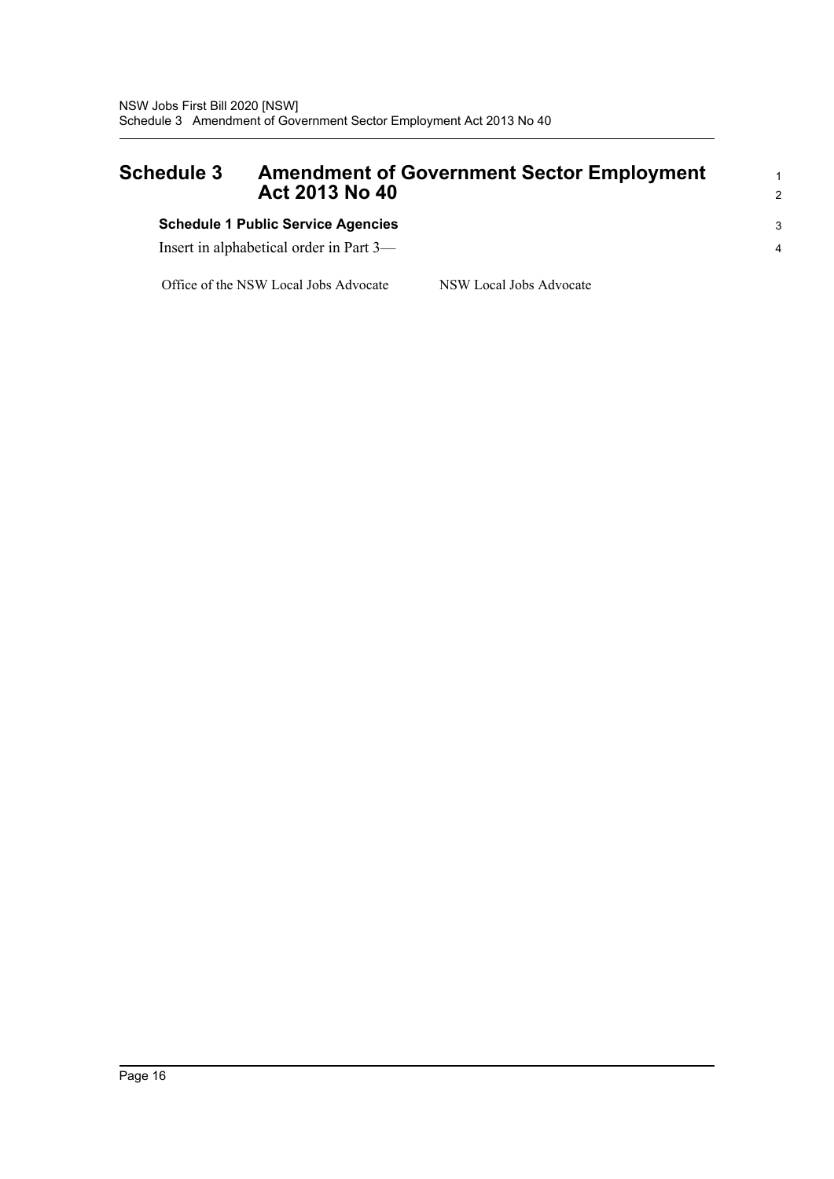# Schedule 3 Amendment of Government Sector Employment Act 2013 No 40

### Schedule 1 Public Service Agencies

Insert in alphabetical order in Part 3—

| | |
|---|---|
| Office of the NSW Local Jobs Advocate | NSW Local Jobs Advocate |